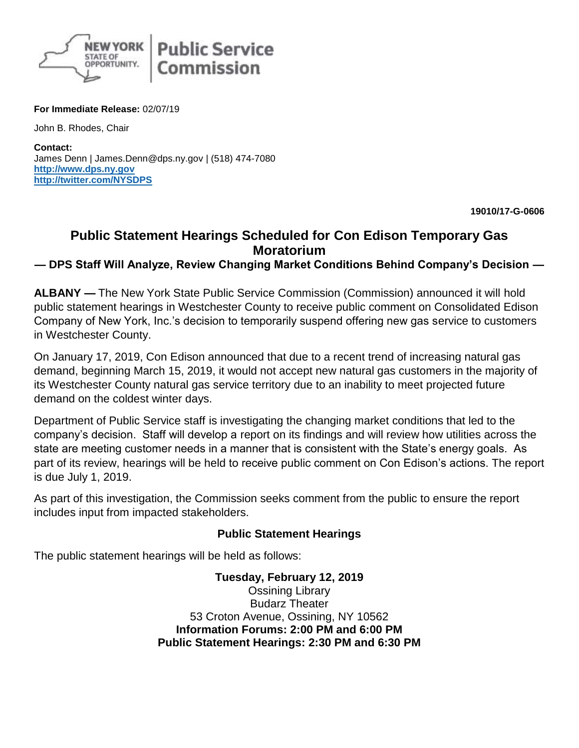**For Immediate Release:** 02/07/19

John B. Rhodes, Chair

**Contact:**
James Denn | James.Denn@dps.ny.gov | (518) 474-7080
**http://www.dps.ny.gov**
**http://twitter.com/NYSDPS**

**19010/17-G-0606**

# Public Statement Hearings Scheduled for Con Edison Temporary Gas Moratorium

### — DPS Staff Will Analyze, Review Changing Market Conditions Behind Company's Decision —

**ALBANY —** The New York State Public Service Commission (Commission) announced it will hold public statement hearings in Westchester County to receive public comment on Consolidated Edison Company of New York, Inc.'s decision to temporarily suspend offering new gas service to customers in Westchester County.

On January 17, 2019, Con Edison announced that due to a recent trend of increasing natural gas demand, beginning March 15, 2019, it would not accept new natural gas customers in the majority of its Westchester County natural gas service territory due to an inability to meet projected future demand on the coldest winter days.

Department of Public Service staff is investigating the changing market conditions that led to the company's decision. Staff will develop a report on its findings and will review how utilities across the state are meeting customer needs in a manner that is consistent with the State's energy goals. As part of its review, hearings will be held to receive public comment on Con Edison's actions. The report is due July 1, 2019.

As part of this investigation, the Commission seeks comment from the public to ensure the report includes input from impacted stakeholders.

## Public Statement Hearings

The public statement hearings will be held as follows:

**Tuesday, February 12, 2019**
Ossining Library
Budarz Theater
53 Croton Avenue, Ossining, NY 10562
**Information Forums: 2:00 PM and 6:00 PM**
**Public Statement Hearings: 2:30 PM and 6:30 PM**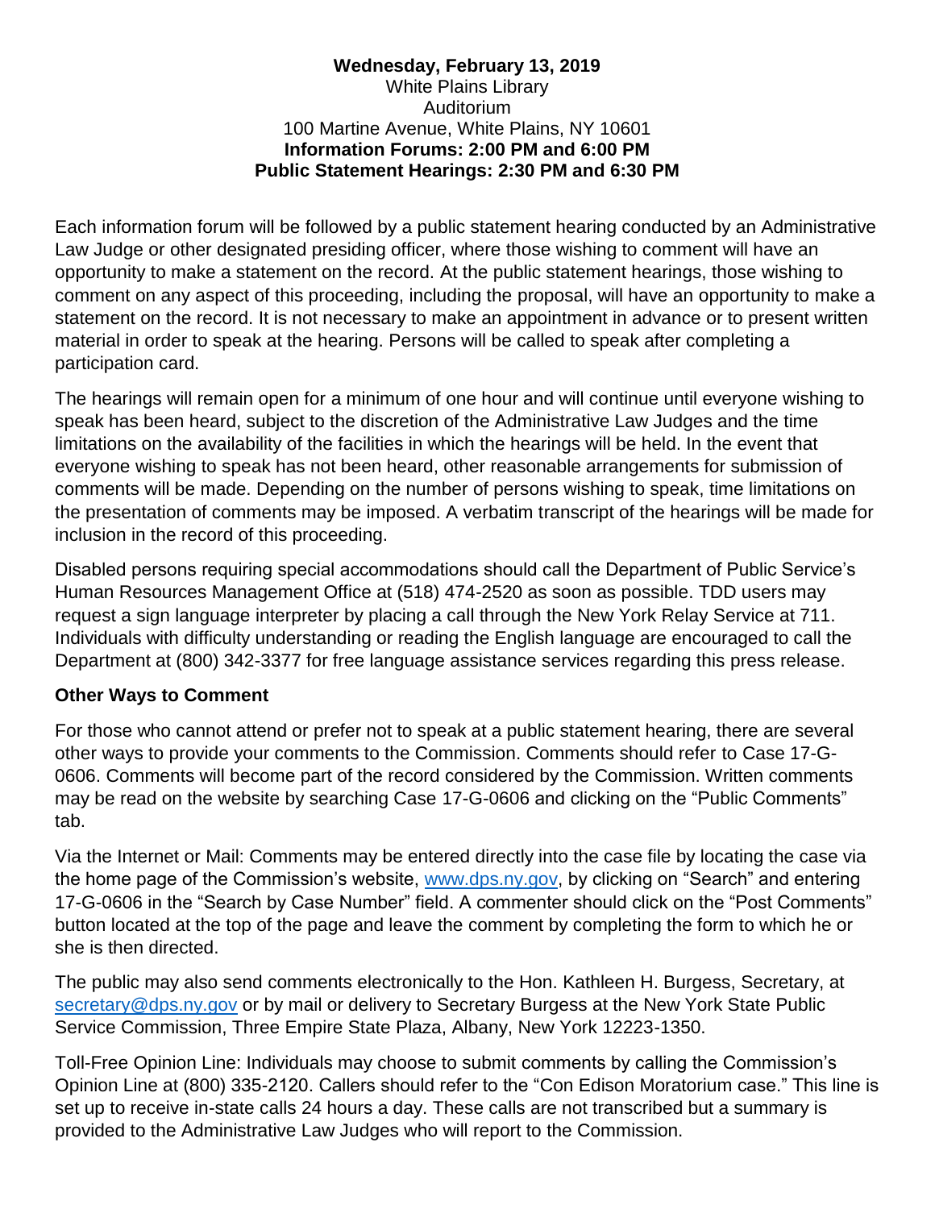**Wednesday, February 13, 2019**
White Plains Library
Auditorium
100 Martine Avenue, White Plains, NY 10601
**Information Forums: 2:00 PM and 6:00 PM**
**Public Statement Hearings: 2:30 PM and 6:30 PM**

Each information forum will be followed by a public statement hearing conducted by an Administrative Law Judge or other designated presiding officer, where those wishing to comment will have an opportunity to make a statement on the record. At the public statement hearings, those wishing to comment on any aspect of this proceeding, including the proposal, will have an opportunity to make a statement on the record. It is not necessary to make an appointment in advance or to present written material in order to speak at the hearing. Persons will be called to speak after completing a participation card.

The hearings will remain open for a minimum of one hour and will continue until everyone wishing to speak has been heard, subject to the discretion of the Administrative Law Judges and the time limitations on the availability of the facilities in which the hearings will be held. In the event that everyone wishing to speak has not been heard, other reasonable arrangements for submission of comments will be made. Depending on the number of persons wishing to speak, time limitations on the presentation of comments may be imposed. A verbatim transcript of the hearings will be made for inclusion in the record of this proceeding.

Disabled persons requiring special accommodations should call the Department of Public Service's Human Resources Management Office at (518) 474-2520 as soon as possible. TDD users may request a sign language interpreter by placing a call through the New York Relay Service at 711. Individuals with difficulty understanding or reading the English language are encouraged to call the Department at (800) 342-3377 for free language assistance services regarding this press release.

**Other Ways to Comment**

For those who cannot attend or prefer not to speak at a public statement hearing, there are several other ways to provide your comments to the Commission. Comments should refer to Case 17-G-0606. Comments will become part of the record considered by the Commission. Written comments may be read on the website by searching Case 17-G-0606 and clicking on the "Public Comments" tab.

Via the Internet or Mail: Comments may be entered directly into the case file by locating the case via the home page of the Commission's website, www.dps.ny.gov, by clicking on "Search" and entering 17-G-0606 in the "Search by Case Number" field. A commenter should click on the "Post Comments" button located at the top of the page and leave the comment by completing the form to which he or she is then directed.

The public may also send comments electronically to the Hon. Kathleen H. Burgess, Secretary, at secretary@dps.ny.gov or by mail or delivery to Secretary Burgess at the New York State Public Service Commission, Three Empire State Plaza, Albany, New York 12223-1350.

Toll-Free Opinion Line: Individuals may choose to submit comments by calling the Commission's Opinion Line at (800) 335-2120. Callers should refer to the "Con Edison Moratorium case." This line is set up to receive in-state calls 24 hours a day. These calls are not transcribed but a summary is provided to the Administrative Law Judges who will report to the Commission.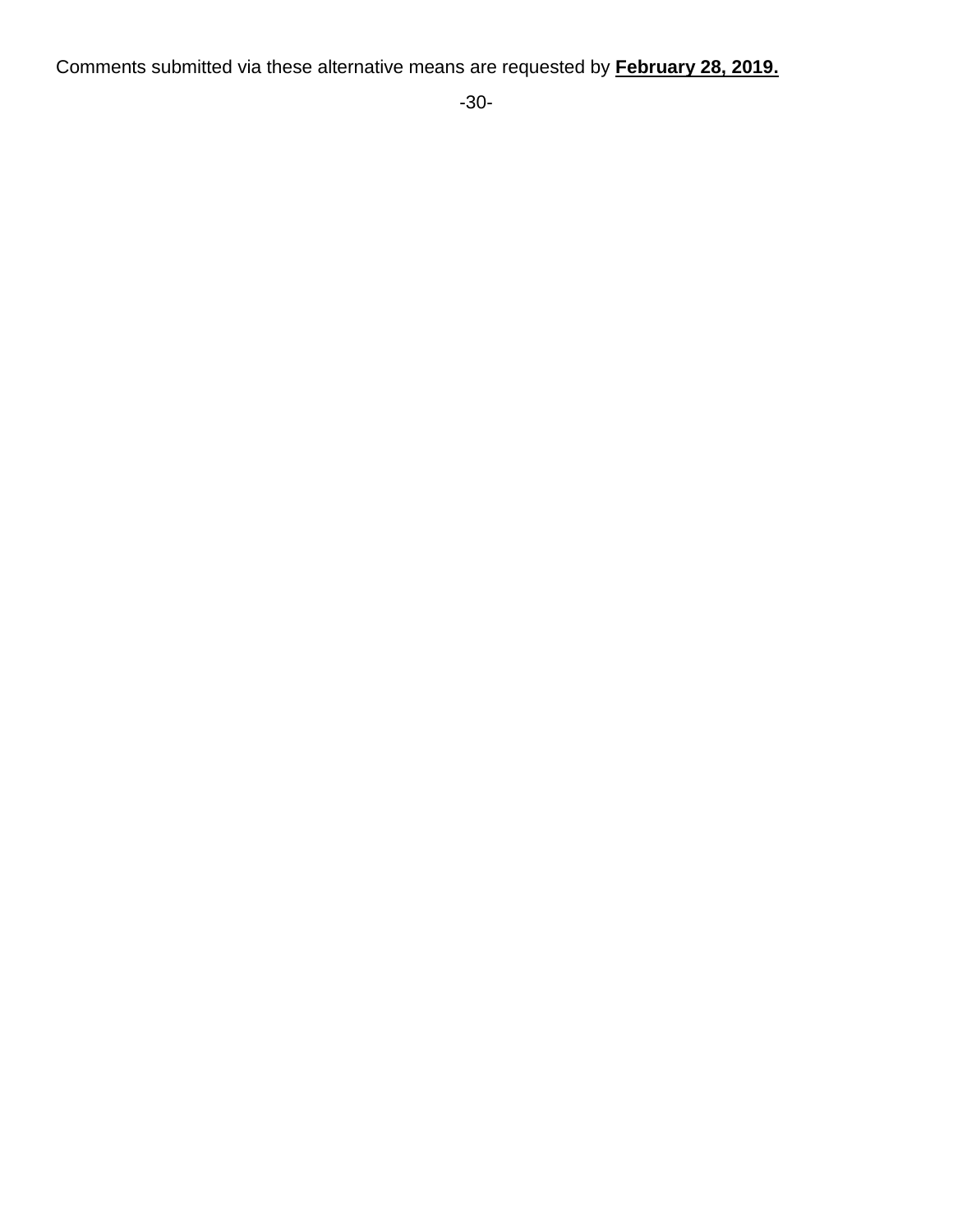Comments submitted via these alternative means are requested by **February 28, 2019.**

-30-